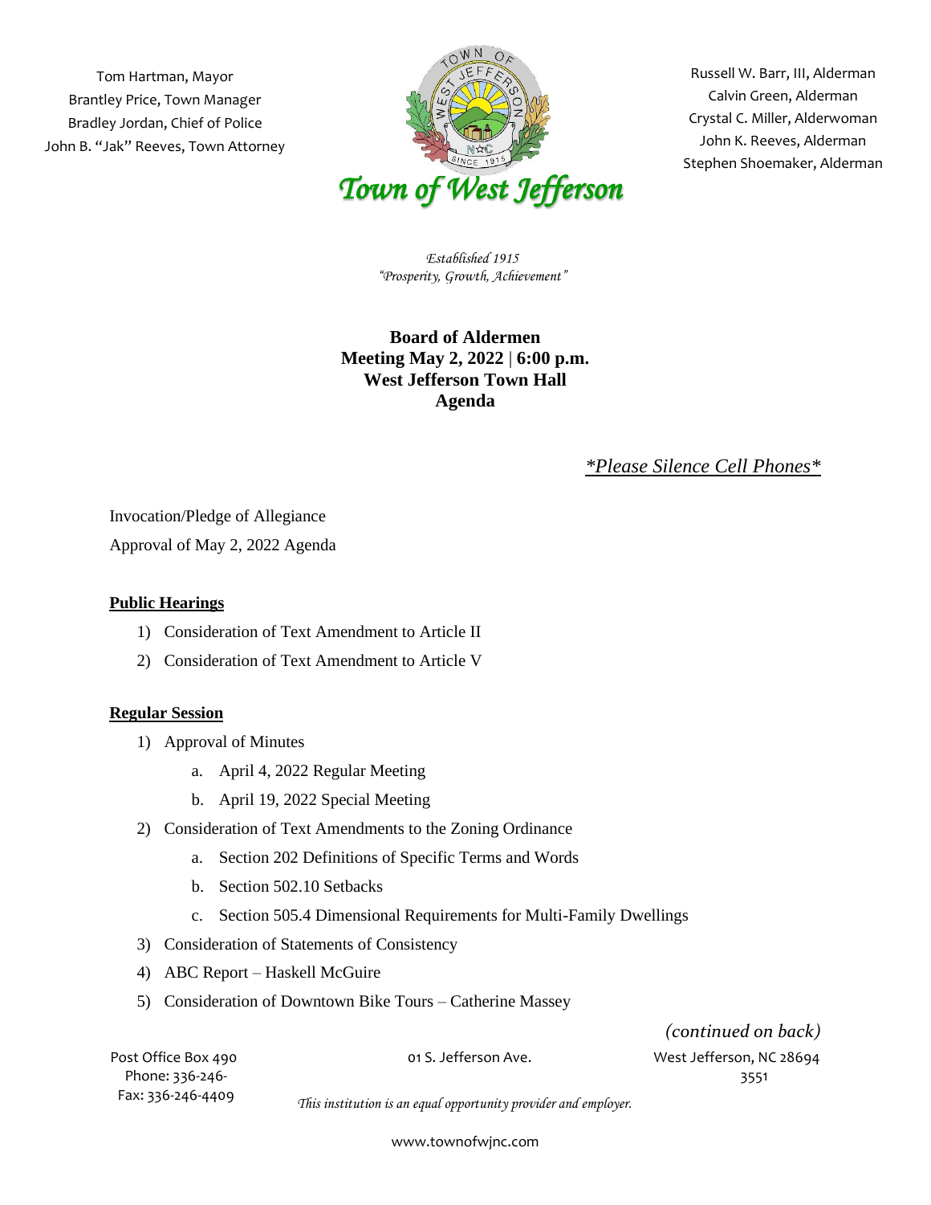Tom Hartman, Mayor
Brantley Price, Town Manager
Bradley Jordan, Chief of Police
John B. "Jak" Reeves, Town Attorney

Russell W. Barr, III, Alderman
Calvin Green, Alderman
Crystal C. Miller, Alderwoman
John K. Reeves, Alderman
Stephen Shoemaker, Alderman

# *Town of West Jefferson*

*Established 1915*
*"Prosperity, Growth, Achievement"*

**Board of Aldermen**
**Meeting May 2, 2022 | 6:00 p.m.**
**West Jefferson Town Hall**
**Agenda**

*\*Please Silence Cell Phones\**

Invocation/Pledge of Allegiance

Approval of May 2, 2022 Agenda

## Public Hearings

1) Consideration of Text Amendment to Article II
2) Consideration of Text Amendment to Article V

## Regular Session

1) Approval of Minutes
   a. April 4, 2022 Regular Meeting
   b. April 19, 2022 Special Meeting
2) Consideration of Text Amendments to the Zoning Ordinance
   a. Section 202 Definitions of Specific Terms and Words
   b. Section 502.10 Setbacks
   c. Section 505.4 Dimensional Requirements for Multi-Family Dwellings
3) Consideration of Statements of Consistency
4) ABC Report – Haskell McGuire
5) Consideration of Downtown Bike Tours – Catherine Massey

*(continued on back)*

Post Office Box 490 | 01 S. Jefferson Ave. | West Jefferson, NC 28694
Phone: 336-246-3551
Fax: 336-246-4409

*This institution is an equal opportunity provider and employer.*

www.townofwjnc.com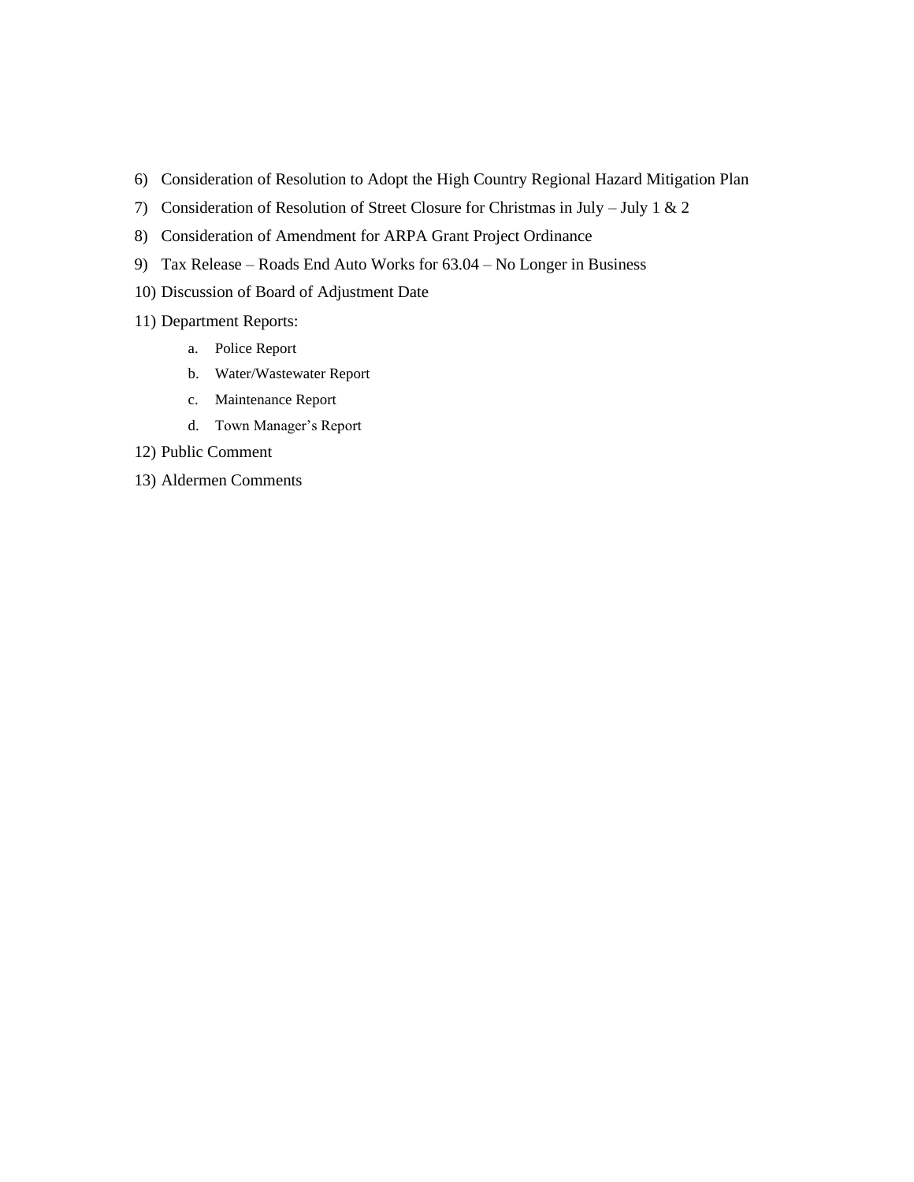6) Consideration of Resolution to Adopt the High Country Regional Hazard Mitigation Plan
7) Consideration of Resolution of Street Closure for Christmas in July – July 1 & 2
8) Consideration of Amendment for ARPA Grant Project Ordinance
9) Tax Release – Roads End Auto Works for 63.04 – No Longer in Business
10) Discussion of Board of Adjustment Date
11) Department Reports:
    a. Police Report
    b. Water/Wastewater Report
    c. Maintenance Report
    d. Town Manager's Report
12) Public Comment
13) Aldermen Comments